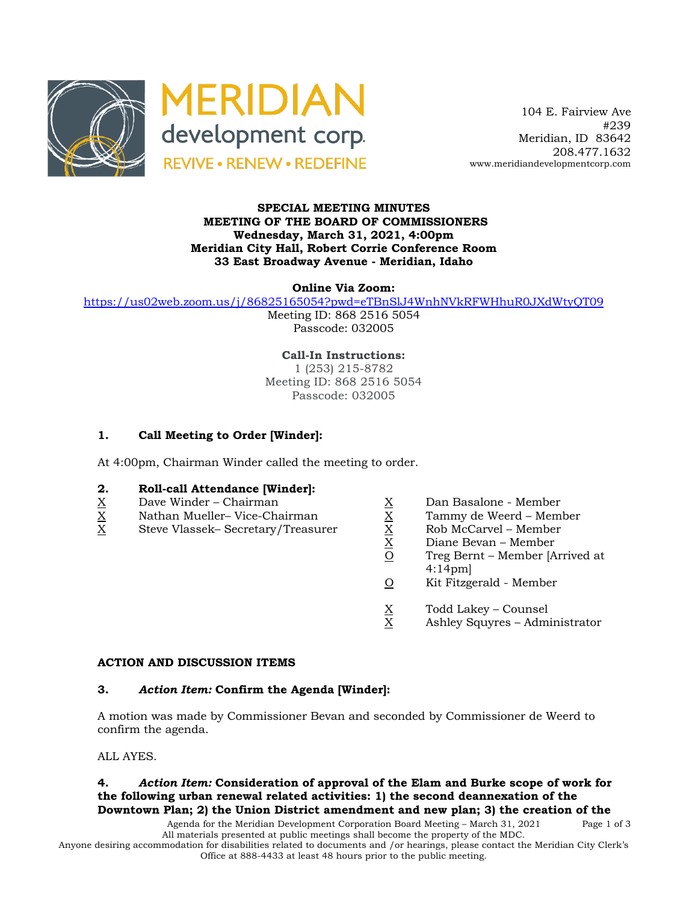**MERIDIAN development corp.**
REVIVE • RENEW • REDEFINE

104 E. Fairview Ave
#239
Meridian, ID 83642
208.477.1632
www.meridiandevelopmentcorp.com

**SPECIAL MEETING MINUTES**
**MEETING OF THE BOARD OF COMMISSIONERS**
**Wednesday, March 31, 2021, 4:00pm**
**Meridian City Hall, Robert Corrie Conference Room**
**33 East Broadway Avenue - Meridian, Idaho**

**Online Via Zoom:**
https://us02web.zoom.us/j/86825165054?pwd=eTBnSlJ4WnhNVkRFWHhuR0JXdWtyQT09
Meeting ID: 868 2516 5054
Passcode: 032005

**Call-In Instructions:**
1 (253) 215-8782
Meeting ID: 868 2516 5054
Passcode: 032005

### 1. Call Meeting to Order [Winder]:

At 4:00pm, Chairman Winder called the meeting to order.

### 2. Roll-call Attendance [Winder]:

X Dave Winder – Chairman
X Nathan Mueller– Vice-Chairman
X Steve Vlassek– Secretary/Treasurer
X Dan Basalone - Member
X Tammy de Weerd – Member
X Rob McCarvel – Member
X Diane Bevan – Member
O Treg Bernt – Member [Arrived at 4:14pm]
O Kit Fitzgerald - Member

X Todd Lakey – Counsel
X Ashley Squyres – Administrator

**ACTION AND DISCUSSION ITEMS**

### 3. *Action Item:* Confirm the Agenda [Winder]:

A motion was made by Commissioner Bevan and seconded by Commissioner de Weerd to confirm the agenda.

ALL AYES.

### 4. *Action Item:* Consideration of approval of the Elam and Burke scope of work for the following urban renewal related activities: 1) the second deannexation of the Downtown Plan; 2) the Union District amendment and new plan; 3) the creation of the

Agenda for the Meridian Development Corporation Board Meeting – March 31, 2021
All materials presented at public meetings shall become the property of the MDC.
Anyone desiring accommodation for disabilities related to documents and /or hearings, please contact the Meridian City Clerk's Office at 888-4433 at least 48 hours prior to the public meeting.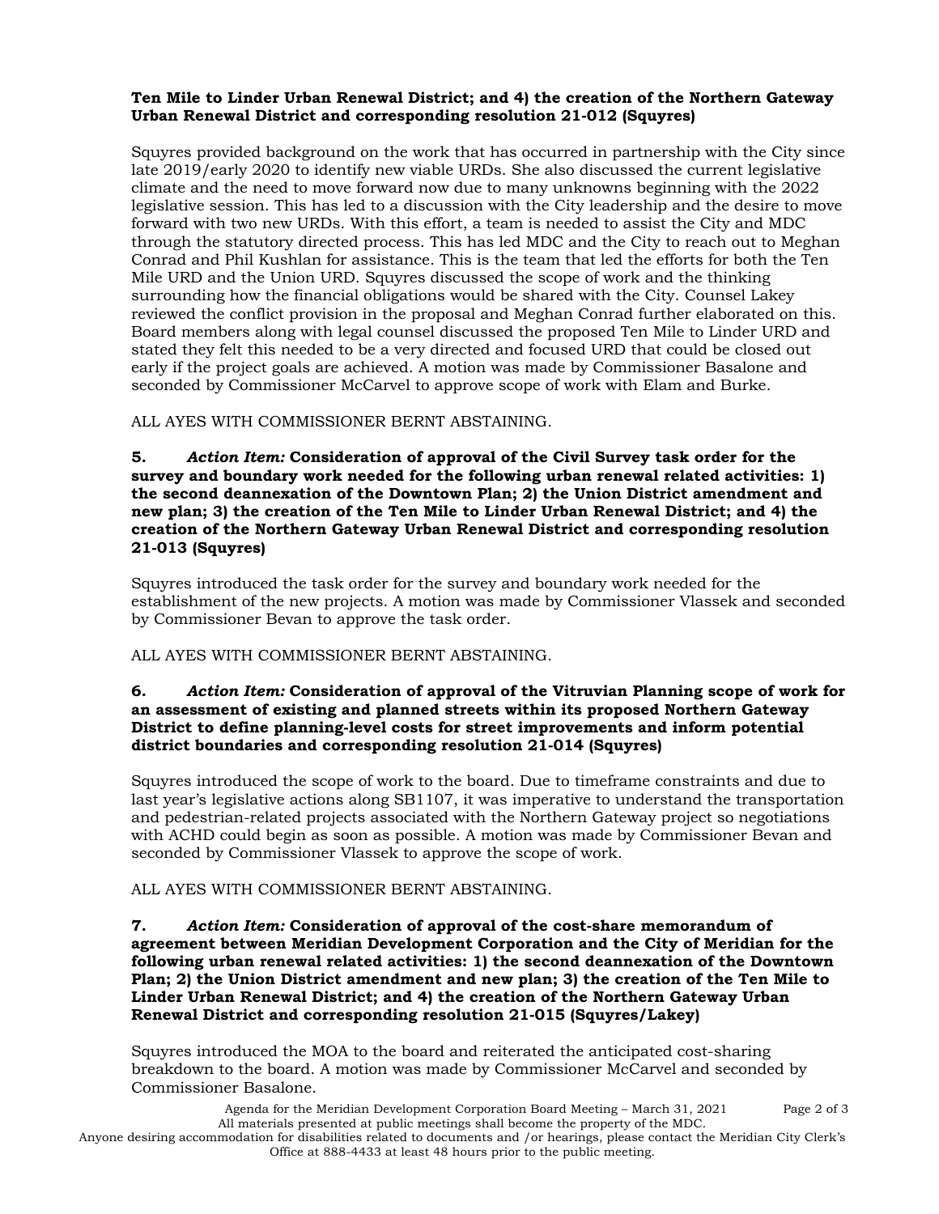**Ten Mile to Linder Urban Renewal District; and 4) the creation of the Northern Gateway Urban Renewal District and corresponding resolution 21-012 (Squyres)**

Squyres provided background on the work that has occurred in partnership with the City since late 2019/early 2020 to identify new viable URDs. She also discussed the current legislative climate and the need to move forward now due to many unknowns beginning with the 2022 legislative session. This has led to a discussion with the City leadership and the desire to move forward with two new URDs. With this effort, a team is needed to assist the City and MDC through the statutory directed process. This has led MDC and the City to reach out to Meghan Conrad and Phil Kushlan for assistance. This is the team that led the efforts for both the Ten Mile URD and the Union URD. Squyres discussed the scope of work and the thinking surrounding how the financial obligations would be shared with the City. Counsel Lakey reviewed the conflict provision in the proposal and Meghan Conrad further elaborated on this. Board members along with legal counsel discussed the proposed Ten Mile to Linder URD and stated they felt this needed to be a very directed and focused URD that could be closed out early if the project goals are achieved. A motion was made by Commissioner Basalone and seconded by Commissioner McCarvel to approve scope of work with Elam and Burke.

ALL AYES WITH COMMISSIONER BERNT ABSTAINING.

**5.** ***Action Item:*** **Consideration of approval of the Civil Survey task order for the survey and boundary work needed for the following urban renewal related activities: 1) the second deannexation of the Downtown Plan; 2) the Union District amendment and new plan; 3) the creation of the Ten Mile to Linder Urban Renewal District; and 4) the creation of the Northern Gateway Urban Renewal District and corresponding resolution 21-013 (Squyres)**

Squyres introduced the task order for the survey and boundary work needed for the establishment of the new projects. A motion was made by Commissioner Vlassek and seconded by Commissioner Bevan to approve the task order.

ALL AYES WITH COMMISSIONER BERNT ABSTAINING.

**6.** ***Action Item:*** **Consideration of approval of the Vitruvian Planning scope of work for an assessment of existing and planned streets within its proposed Northern Gateway District to define planning-level costs for street improvements and inform potential district boundaries and corresponding resolution 21-014 (Squyres)**

Squyres introduced the scope of work to the board. Due to timeframe constraints and due to last year's legislative actions along SB1107, it was imperative to understand the transportation and pedestrian-related projects associated with the Northern Gateway project so negotiations with ACHD could begin as soon as possible. A motion was made by Commissioner Bevan and seconded by Commissioner Vlassek to approve the scope of work.

ALL AYES WITH COMMISSIONER BERNT ABSTAINING.

**7.** ***Action Item:*** **Consideration of approval of the cost-share memorandum of agreement between Meridian Development Corporation and the City of Meridian for the following urban renewal related activities: 1) the second deannexation of the Downtown Plan; 2) the Union District amendment and new plan; 3) the creation of the Ten Mile to Linder Urban Renewal District; and 4) the creation of the Northern Gateway Urban Renewal District and corresponding resolution 21-015 (Squyres/Lakey)**

Squyres introduced the MOA to the board and reiterated the anticipated cost-sharing breakdown to the board. A motion was made by Commissioner McCarvel and seconded by Commissioner Basalone.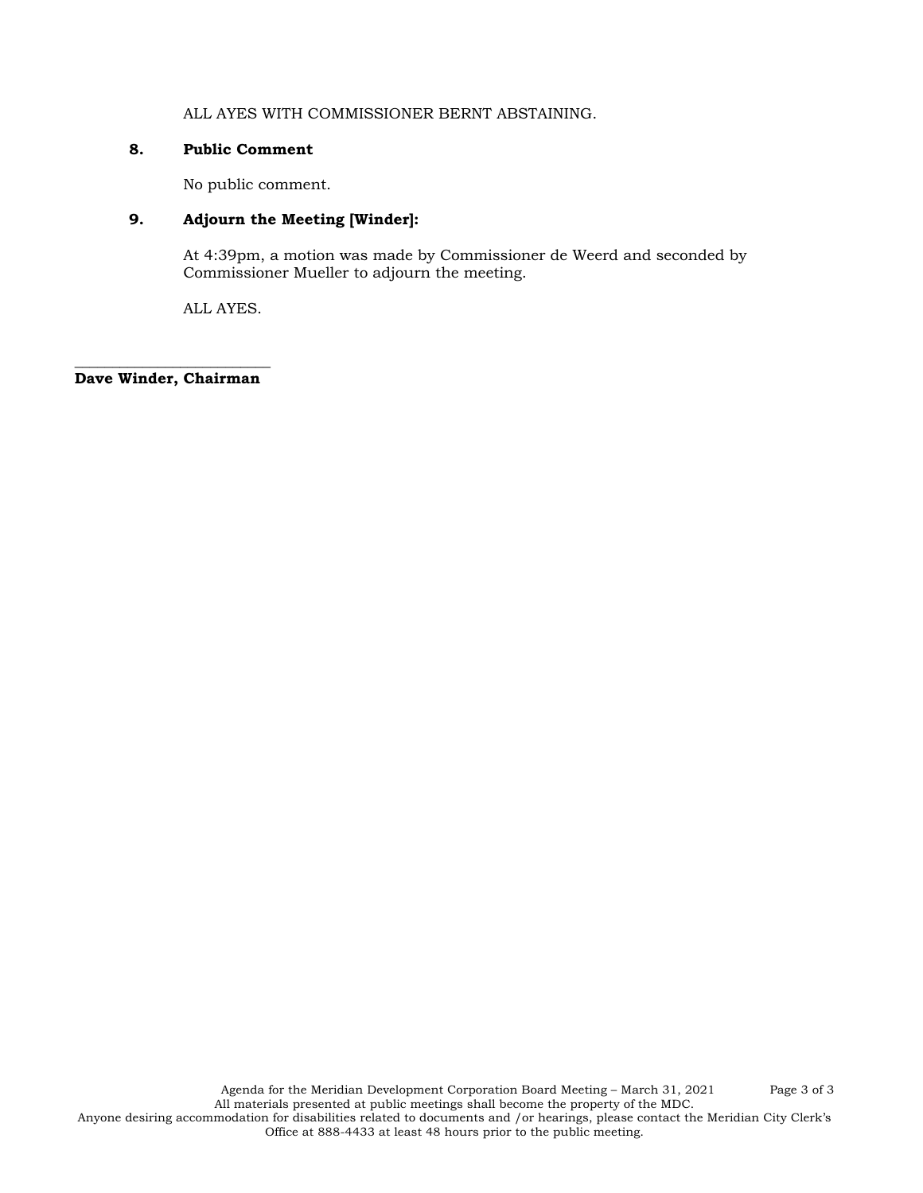ALL AYES WITH COMMISSIONER BERNT ABSTAINING.

**8. Public Comment**

No public comment.

**9. Adjourn the Meeting [Winder]:**

At 4:39pm, a motion was made by Commissioner de Weerd and seconded by Commissioner Mueller to adjourn the meeting.

ALL AYES.

_________________________
**Dave Winder, Chairman**